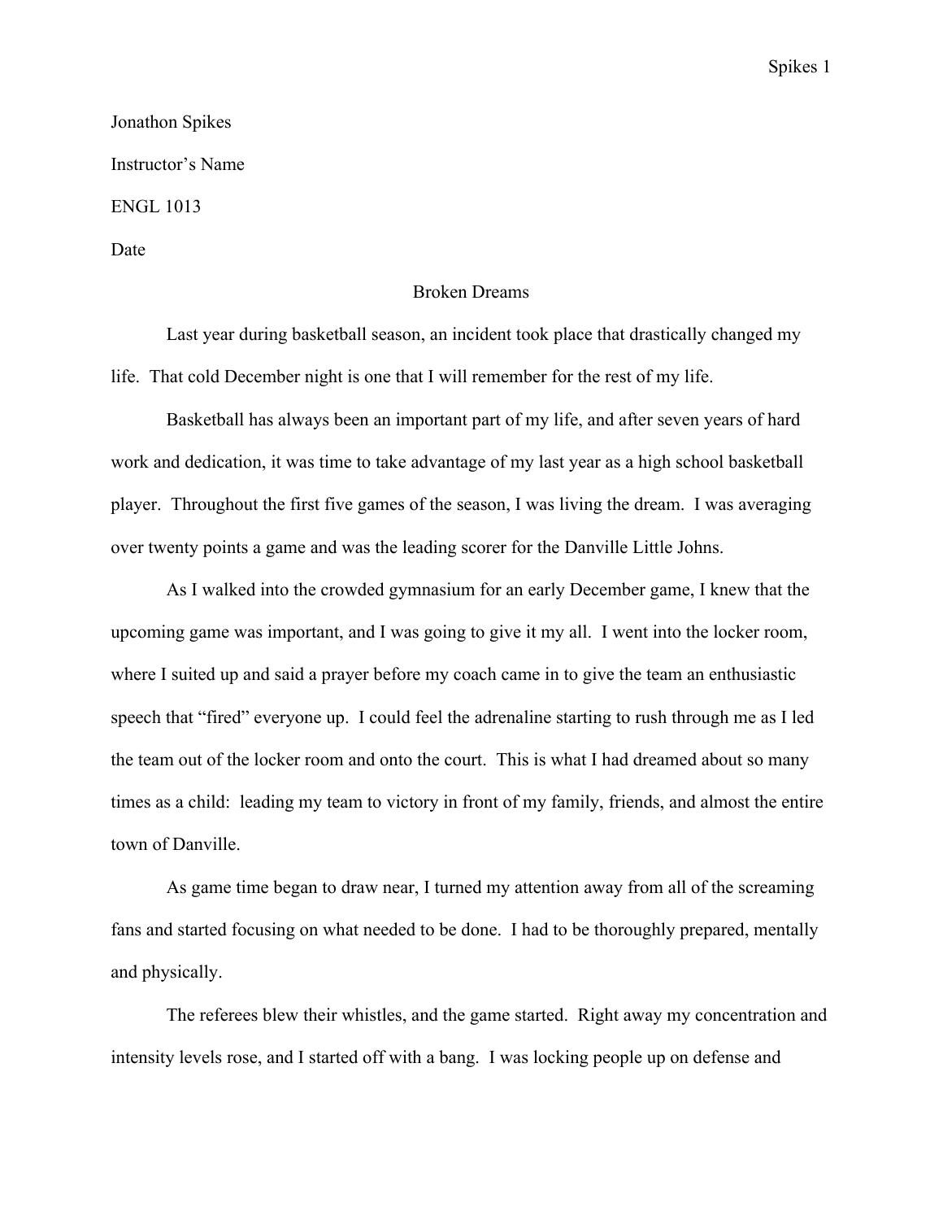Jonathon Spikes

Instructor's Name

ENGL 1013

Date

# Broken Dreams

Last year during basketball season, an incident took place that drastically changed my life. That cold December night is one that I will remember for the rest of my life.

Basketball has always been an important part of my life, and after seven years of hard work and dedication, it was time to take advantage of my last year as a high school basketball player. Throughout the first five games of the season, I was living the dream. I was averaging over twenty points a game and was the leading scorer for the Danville Little Johns.

As I walked into the crowded gymnasium for an early December game, I knew that the upcoming game was important, and I was going to give it my all. I went into the locker room, where I suited up and said a prayer before my coach came in to give the team an enthusiastic speech that "fired" everyone up. I could feel the adrenaline starting to rush through me as I led the team out of the locker room and onto the court. This is what I had dreamed about so many times as a child: leading my team to victory in front of my family, friends, and almost the entire town of Danville.

As game time began to draw near, I turned my attention away from all of the screaming fans and started focusing on what needed to be done. I had to be thoroughly prepared, mentally and physically.

The referees blew their whistles, and the game started. Right away my concentration and intensity levels rose, and I started off with a bang. I was locking people up on defense and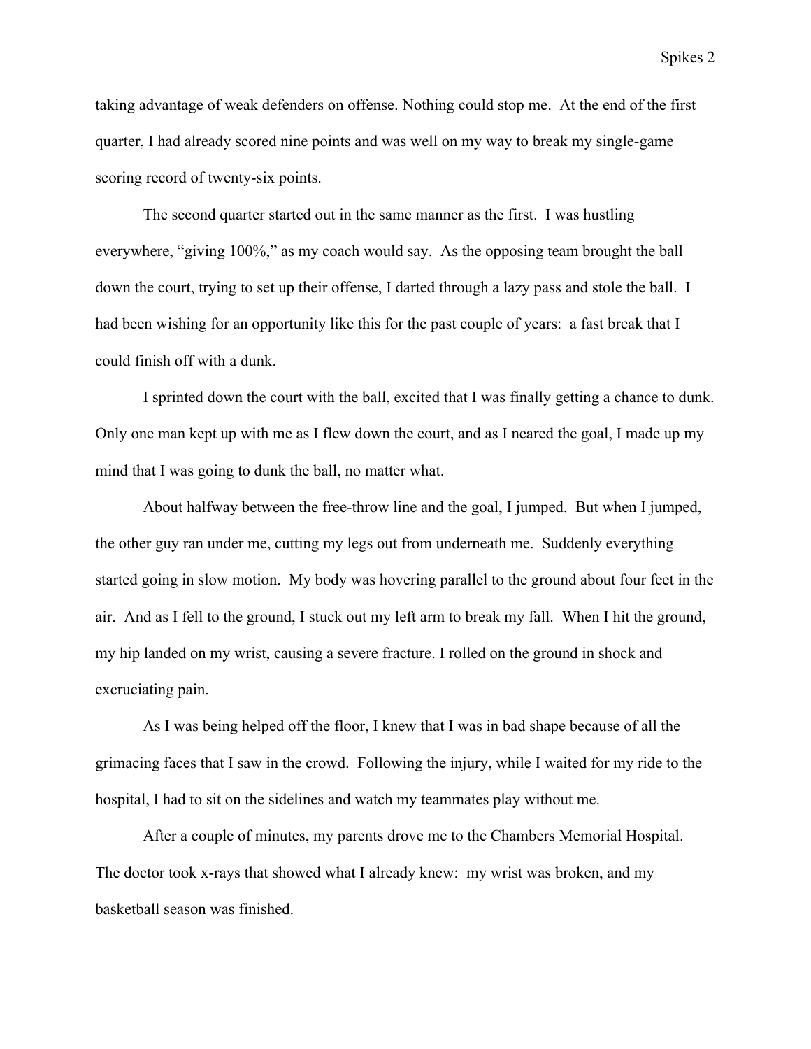taking advantage of weak defenders on offense. Nothing could stop me. At the end of the first quarter, I had already scored nine points and was well on my way to break my single-game scoring record of twenty-six points.

The second quarter started out in the same manner as the first. I was hustling everywhere, "giving 100%," as my coach would say. As the opposing team brought the ball down the court, trying to set up their offense, I darted through a lazy pass and stole the ball. I had been wishing for an opportunity like this for the past couple of years: a fast break that I could finish off with a dunk.

I sprinted down the court with the ball, excited that I was finally getting a chance to dunk. Only one man kept up with me as I flew down the court, and as I neared the goal, I made up my mind that I was going to dunk the ball, no matter what.

About halfway between the free-throw line and the goal, I jumped. But when I jumped, the other guy ran under me, cutting my legs out from underneath me. Suddenly everything started going in slow motion. My body was hovering parallel to the ground about four feet in the air. And as I fell to the ground, I stuck out my left arm to break my fall. When I hit the ground, my hip landed on my wrist, causing a severe fracture. I rolled on the ground in shock and excruciating pain.

As I was being helped off the floor, I knew that I was in bad shape because of all the grimacing faces that I saw in the crowd. Following the injury, while I waited for my ride to the hospital, I had to sit on the sidelines and watch my teammates play without me.

After a couple of minutes, my parents drove me to the Chambers Memorial Hospital. The doctor took x-rays that showed what I already knew: my wrist was broken, and my basketball season was finished.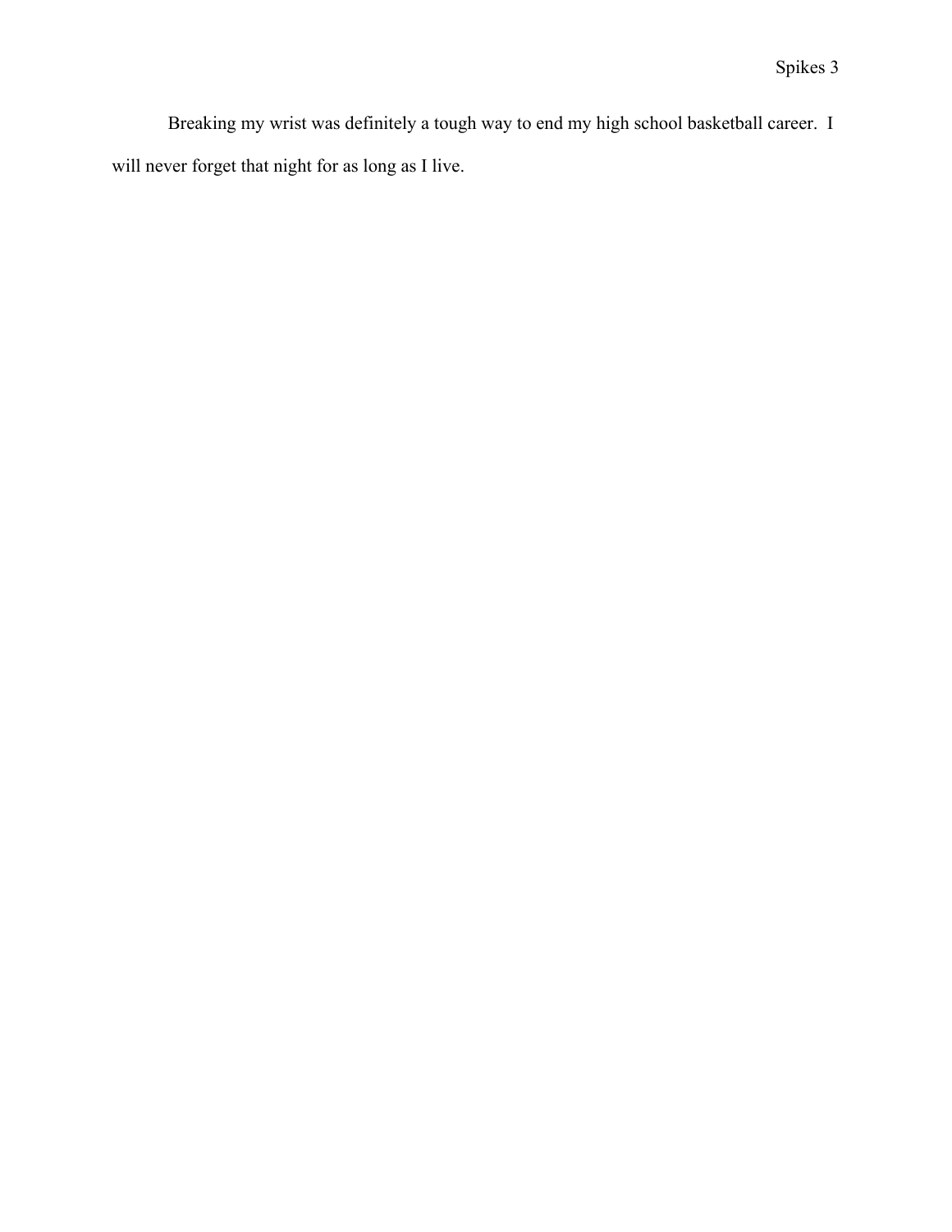Breaking my wrist was definitely a tough way to end my high school basketball career. I will never forget that night for as long as I live.